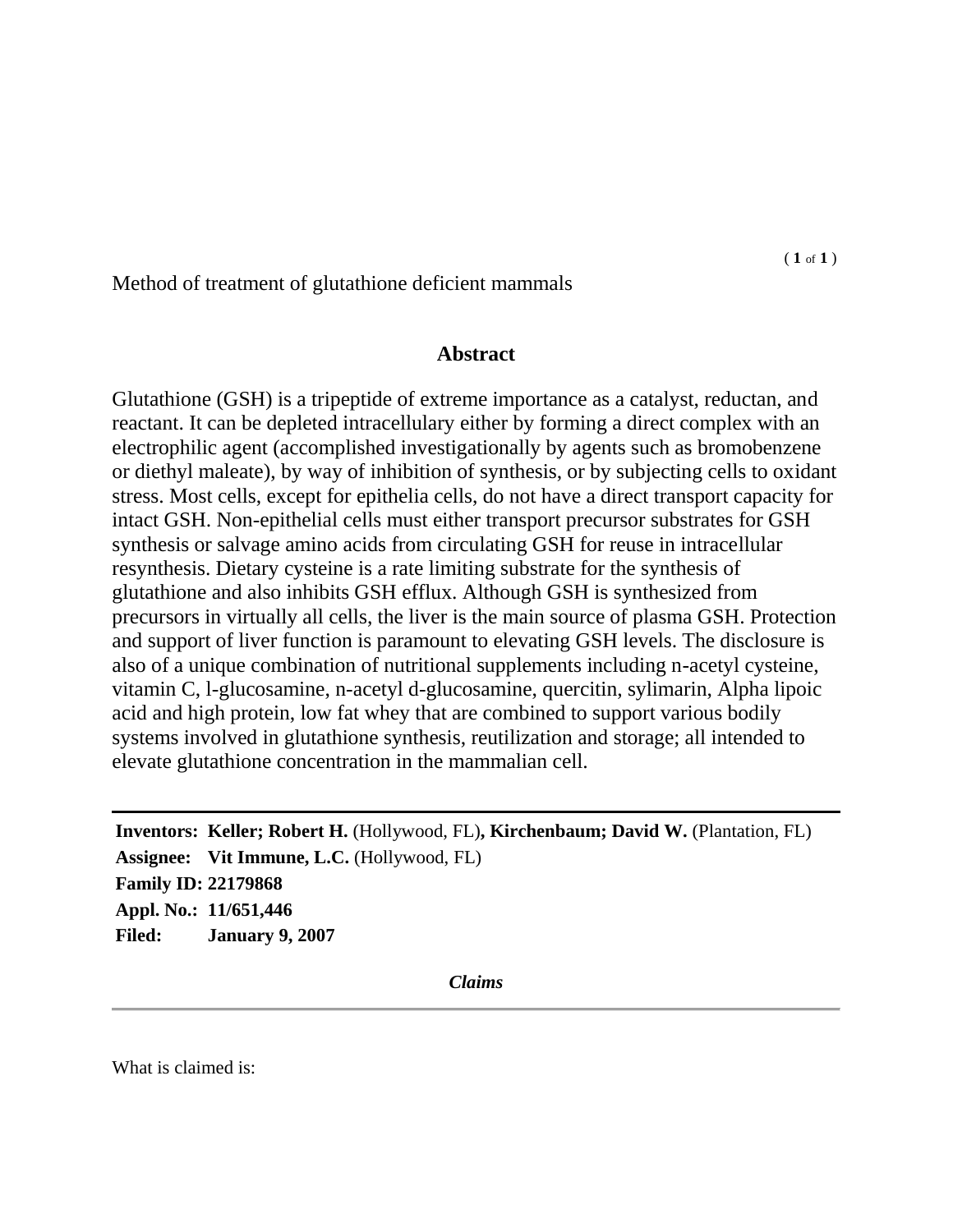Method of treatment of glutathione deficient mammals

## Abstract

Glutathione (GSH) is a tripeptide of extreme importance as a catalyst, reductan, and reactant. It can be depleted intracellulary either by forming a direct complex with an electrophilic agent (accomplished investigationally by agents such as bromobenzene or diethyl maleate), by way of inhibition of synthesis, or by subjecting cells to oxidant stress. Most cells, except for epithelia cells, do not have a direct transport capacity for intact GSH. Non-epithelial cells must either transport precursor substrates for GSH synthesis or salvage amino acids from circulating GSH for reuse in intracellular resynthesis. Dietary cysteine is a rate limiting substrate for the synthesis of glutathione and also inhibits GSH efflux. Although GSH is synthesized from precursors in virtually all cells, the liver is the main source of plasma GSH. Protection and support of liver function is paramount to elevating GSH levels. The disclosure is also of a unique combination of nutritional supplements including n-acetyl cysteine, vitamin C, l-glucosamine, n-acetyl d-glucosamine, quercitin, sylimarin, Alpha lipoic acid and high protein, low fat whey that are combined to support various bodily systems involved in glutathione synthesis, reutilization and storage; all intended to elevate glutathione concentration in the mammalian cell.

---

**Inventors:** **Keller; Robert H.** (Hollywood, FL)**, Kirchenbaum; David W.** (Plantation, FL)
**Assignee:** **Vit Immune, L.C.** (Hollywood, FL)
**Family ID:** **22179868**
**Appl. No.:** **11/651,446**
**Filed:** **January 9, 2007**

***Claims***

---

What is claimed is: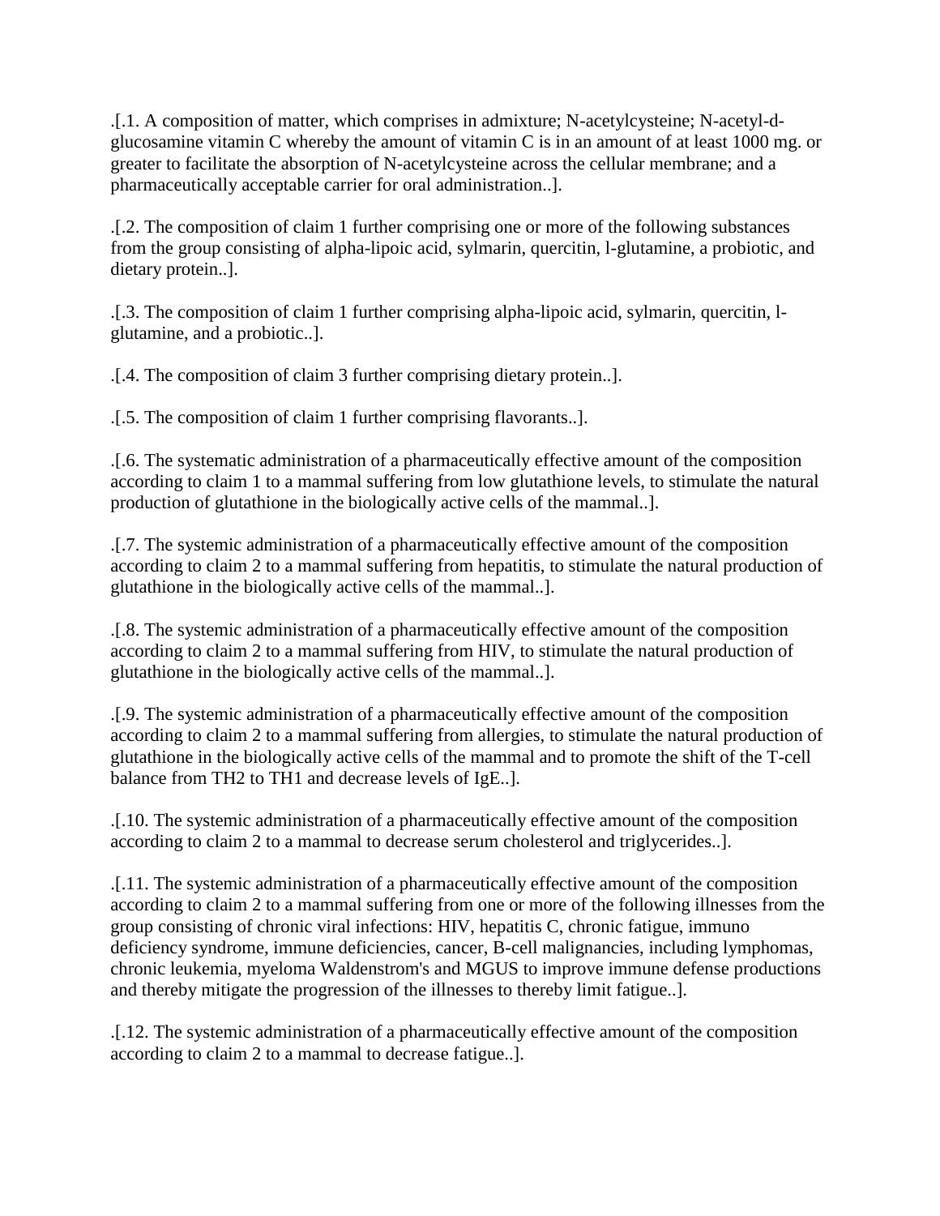.[.1. A composition of matter, which comprises in admixture; N-acetylcysteine; N-acetyl-d-glucosamine vitamin C whereby the amount of vitamin C is in an amount of at least 1000 mg. or greater to facilitate the absorption of N-acetylcysteine across the cellular membrane; and a pharmaceutically acceptable carrier for oral administration..].

.[.2. The composition of claim 1 further comprising one or more of the following substances from the group consisting of alpha-lipoic acid, sylmarin, quercitin, l-glutamine, a probiotic, and dietary protein..].

.[.3. The composition of claim 1 further comprising alpha-lipoic acid, sylmarin, quercitin, l-glutamine, and a probiotic..].

.[.4. The composition of claim 3 further comprising dietary protein..].

.[.5. The composition of claim 1 further comprising flavorants..].

.[.6. The systematic administration of a pharmaceutically effective amount of the composition according to claim 1 to a mammal suffering from low glutathione levels, to stimulate the natural production of glutathione in the biologically active cells of the mammal..].

.[.7. The systemic administration of a pharmaceutically effective amount of the composition according to claim 2 to a mammal suffering from hepatitis, to stimulate the natural production of glutathione in the biologically active cells of the mammal..].

.[.8. The systemic administration of a pharmaceutically effective amount of the composition according to claim 2 to a mammal suffering from HIV, to stimulate the natural production of glutathione in the biologically active cells of the mammal..].

.[.9. The systemic administration of a pharmaceutically effective amount of the composition according to claim 2 to a mammal suffering from allergies, to stimulate the natural production of glutathione in the biologically active cells of the mammal and to promote the shift of the T-cell balance from TH2 to TH1 and decrease levels of IgE..].

.[.10. The systemic administration of a pharmaceutically effective amount of the composition according to claim 2 to a mammal to decrease serum cholesterol and triglycerides..].

.[.11. The systemic administration of a pharmaceutically effective amount of the composition according to claim 2 to a mammal suffering from one or more of the following illnesses from the group consisting of chronic viral infections: HIV, hepatitis C, chronic fatigue, immuno deficiency syndrome, immune deficiencies, cancer, B-cell malignancies, including lymphomas, chronic leukemia, myeloma Waldenstrom's and MGUS to improve immune defense productions and thereby mitigate the progression of the illnesses to thereby limit fatigue..].

.[.12. The systemic administration of a pharmaceutically effective amount of the composition according to claim 2 to a mammal to decrease fatigue..].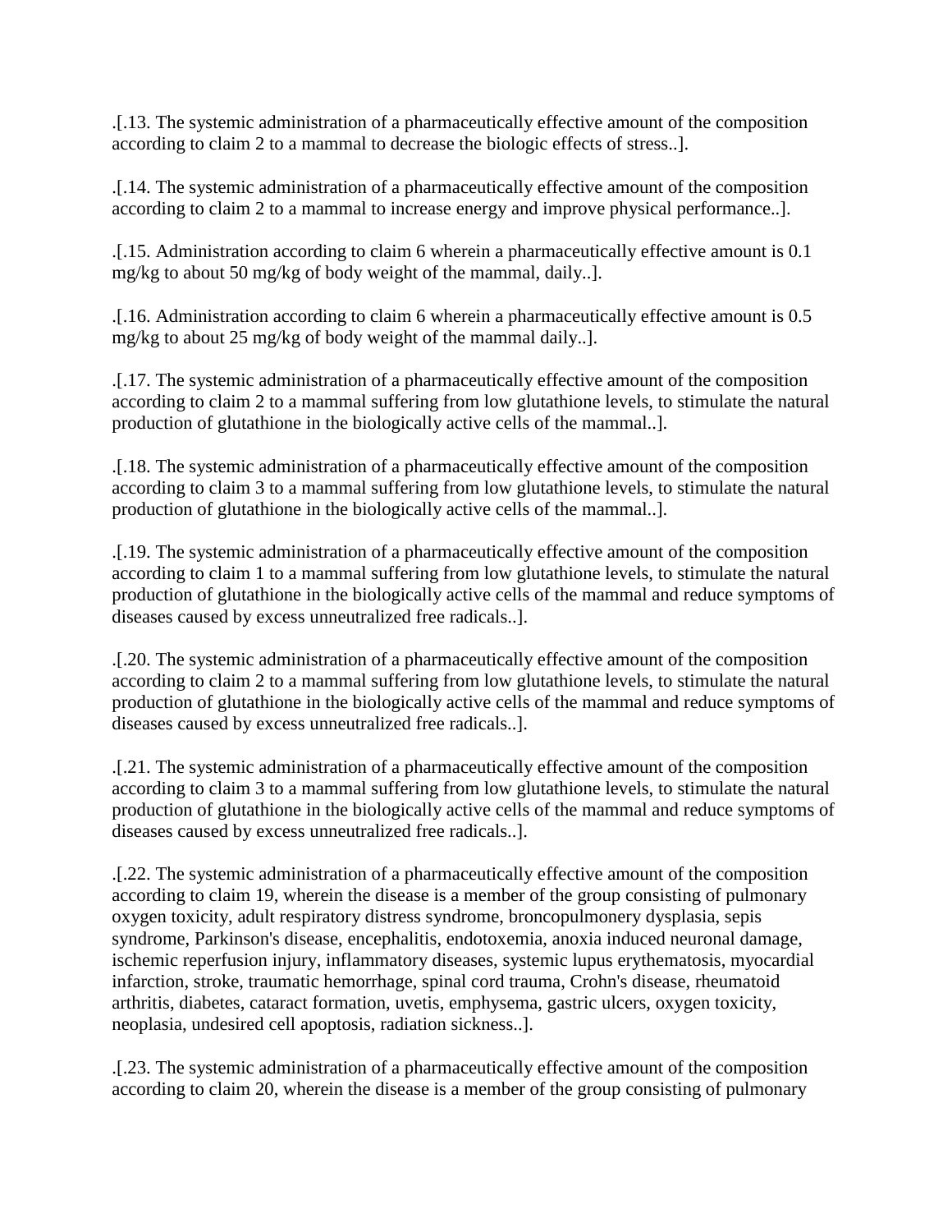.[.13. The systemic administration of a pharmaceutically effective amount of the composition according to claim 2 to a mammal to decrease the biologic effects of stress..].

.[.14. The systemic administration of a pharmaceutically effective amount of the composition according to claim 2 to a mammal to increase energy and improve physical performance..].

.[.15. Administration according to claim 6 wherein a pharmaceutically effective amount is 0.1 mg/kg to about 50 mg/kg of body weight of the mammal, daily..].

.[.16. Administration according to claim 6 wherein a pharmaceutically effective amount is 0.5 mg/kg to about 25 mg/kg of body weight of the mammal daily..].

.[.17. The systemic administration of a pharmaceutically effective amount of the composition according to claim 2 to a mammal suffering from low glutathione levels, to stimulate the natural production of glutathione in the biologically active cells of the mammal..].

.[.18. The systemic administration of a pharmaceutically effective amount of the composition according to claim 3 to a mammal suffering from low glutathione levels, to stimulate the natural production of glutathione in the biologically active cells of the mammal..].

.[.19. The systemic administration of a pharmaceutically effective amount of the composition according to claim 1 to a mammal suffering from low glutathione levels, to stimulate the natural production of glutathione in the biologically active cells of the mammal and reduce symptoms of diseases caused by excess unneutralized free radicals..].

.[.20. The systemic administration of a pharmaceutically effective amount of the composition according to claim 2 to a mammal suffering from low glutathione levels, to stimulate the natural production of glutathione in the biologically active cells of the mammal and reduce symptoms of diseases caused by excess unneutralized free radicals..].

.[.21. The systemic administration of a pharmaceutically effective amount of the composition according to claim 3 to a mammal suffering from low glutathione levels, to stimulate the natural production of glutathione in the biologically active cells of the mammal and reduce symptoms of diseases caused by excess unneutralized free radicals..].

.[.22. The systemic administration of a pharmaceutically effective amount of the composition according to claim 19, wherein the disease is a member of the group consisting of pulmonary oxygen toxicity, adult respiratory distress syndrome, broncopulmonery dysplasia, sepis syndrome, Parkinson's disease, encephalitis, endotoxemia, anoxia induced neuronal damage, ischemic reperfusion injury, inflammatory diseases, systemic lupus erythematosis, myocardial infarction, stroke, traumatic hemorrhage, spinal cord trauma, Crohn's disease, rheumatoid arthritis, diabetes, cataract formation, uvetis, emphysema, gastric ulcers, oxygen toxicity, neoplasia, undesired cell apoptosis, radiation sickness..].

.[.23. The systemic administration of a pharmaceutically effective amount of the composition according to claim 20, wherein the disease is a member of the group consisting of pulmonary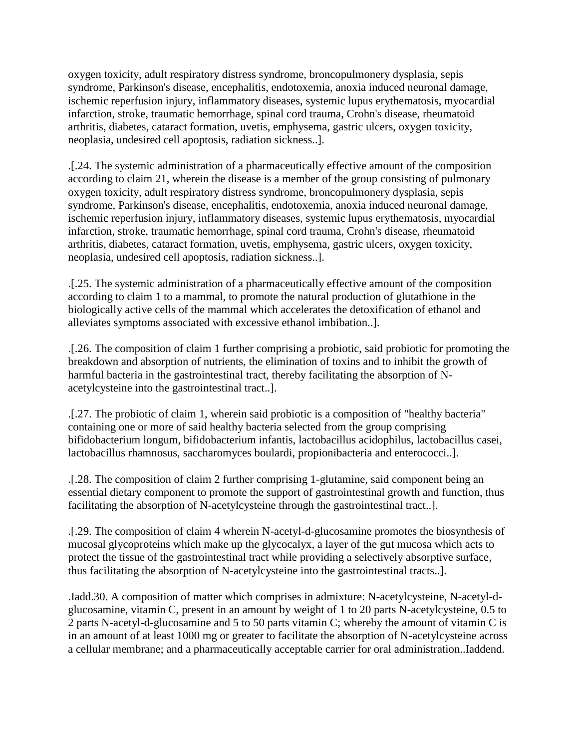oxygen toxicity, adult respiratory distress syndrome, broncopulmonery dysplasia, sepis syndrome, Parkinson's disease, encephalitis, endotoxemia, anoxia induced neuronal damage, ischemic reperfusion injury, inflammatory diseases, systemic lupus erythematosis, myocardial infarction, stroke, traumatic hemorrhage, spinal cord trauma, Crohn's disease, rheumatoid arthritis, diabetes, cataract formation, uvetis, emphysema, gastric ulcers, oxygen toxicity, neoplasia, undesired cell apoptosis, radiation sickness..].

.[.24. The systemic administration of a pharmaceutically effective amount of the composition according to claim 21, wherein the disease is a member of the group consisting of pulmonary oxygen toxicity, adult respiratory distress syndrome, broncopulmonery dysplasia, sepis syndrome, Parkinson's disease, encephalitis, endotoxemia, anoxia induced neuronal damage, ischemic reperfusion injury, inflammatory diseases, systemic lupus erythematosis, myocardial infarction, stroke, traumatic hemorrhage, spinal cord trauma, Crohn's disease, rheumatoid arthritis, diabetes, cataract formation, uvetis, emphysema, gastric ulcers, oxygen toxicity, neoplasia, undesired cell apoptosis, radiation sickness..].

.[.25. The systemic administration of a pharmaceutically effective amount of the composition according to claim 1 to a mammal, to promote the natural production of glutathione in the biologically active cells of the mammal which accelerates the detoxification of ethanol and alleviates symptoms associated with excessive ethanol imbibation..].

.[.26. The composition of claim 1 further comprising a probiotic, said probiotic for promoting the breakdown and absorption of nutrients, the elimination of toxins and to inhibit the growth of harmful bacteria in the gastrointestinal tract, thereby facilitating the absorption of N-acetylcysteine into the gastrointestinal tract..].

.[.27. The probiotic of claim 1, wherein said probiotic is a composition of "healthy bacteria" containing one or more of said healthy bacteria selected from the group comprising bifidobacterium longum, bifidobacterium infantis, lactobacillus acidophilus, lactobacillus casei, lactobacillus rhamnosus, saccharomyces boulardi, propionibacteria and enterococci..].

.[.28. The composition of claim 2 further comprising 1-glutamine, said component being an essential dietary component to promote the support of gastrointestinal growth and function, thus facilitating the absorption of N-acetylcysteine through the gastrointestinal tract..].

.[.29. The composition of claim 4 wherein N-acetyl-d-glucosamine promotes the biosynthesis of mucosal glycoproteins which make up the glycocalyx, a layer of the gut mucosa which acts to protect the tissue of the gastrointestinal tract while providing a selectively absorptive surface, thus facilitating the absorption of N-acetylcysteine into the gastrointestinal tracts..].

.Iadd.30. A composition of matter which comprises in admixture: N-acetylcysteine, N-acetyl-d-glucosamine, vitamin C, present in an amount by weight of 1 to 20 parts N-acetylcysteine, 0.5 to 2 parts N-acetyl-d-glucosamine and 5 to 50 parts vitamin C; whereby the amount of vitamin C is in an amount of at least 1000 mg or greater to facilitate the absorption of N-acetylcysteine across a cellular membrane; and a pharmaceutically acceptable carrier for oral administration..Iaddend.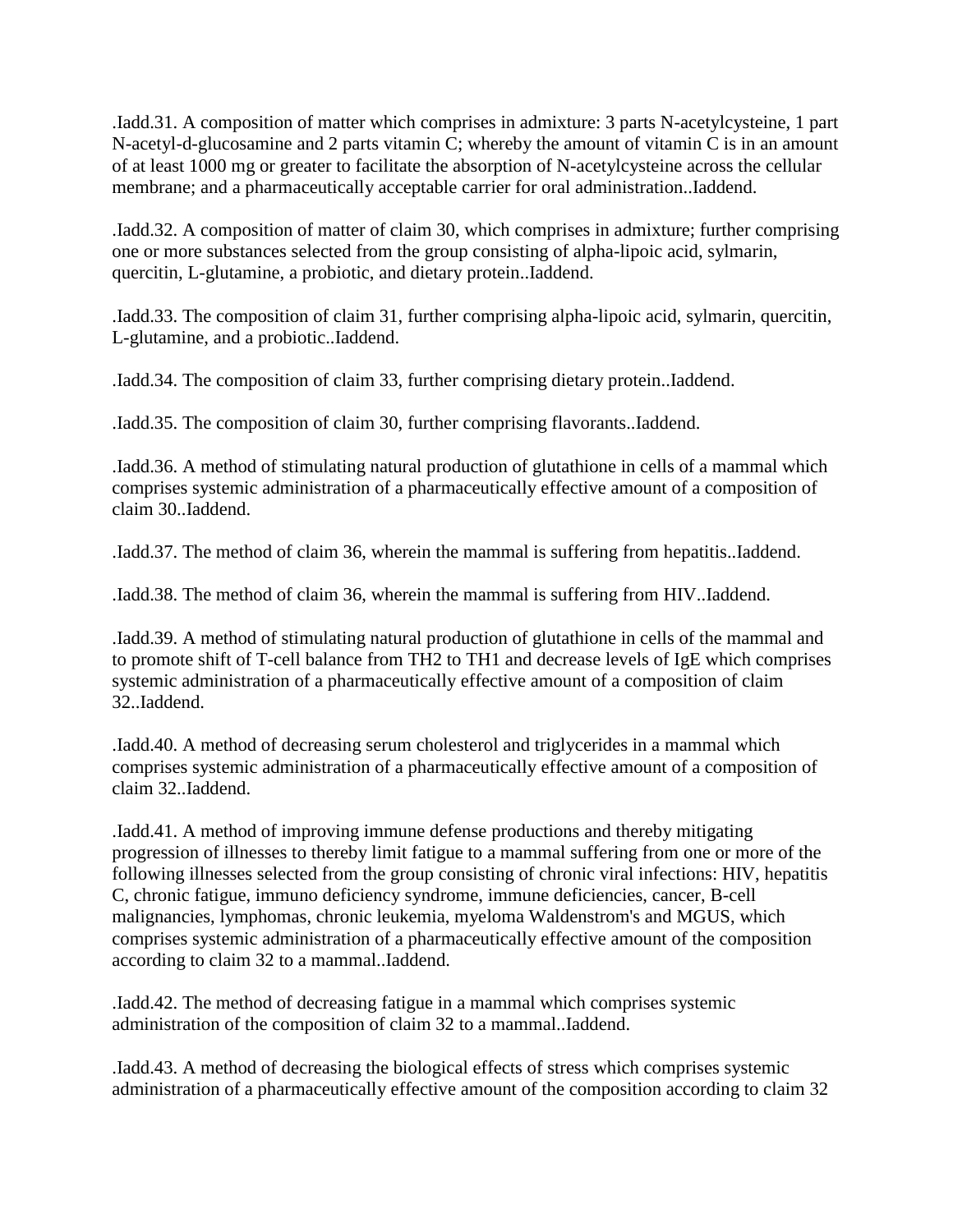.Iadd.31. A composition of matter which comprises in admixture: 3 parts N-acetylcysteine, 1 part N-acetyl-d-glucosamine and 2 parts vitamin C; whereby the amount of vitamin C is in an amount of at least 1000 mg or greater to facilitate the absorption of N-acetylcysteine across the cellular membrane; and a pharmaceutically acceptable carrier for oral administration..Iaddend.

.Iadd.32. A composition of matter of claim 30, which comprises in admixture; further comprising one or more substances selected from the group consisting of alpha-lipoic acid, sylmarin, quercitin, L-glutamine, a probiotic, and dietary protein..Iaddend.

.Iadd.33. The composition of claim 31, further comprising alpha-lipoic acid, sylmarin, quercitin, L-glutamine, and a probiotic..Iaddend.

.Iadd.34. The composition of claim 33, further comprising dietary protein..Iaddend.

.Iadd.35. The composition of claim 30, further comprising flavorants..Iaddend.

.Iadd.36. A method of stimulating natural production of glutathione in cells of a mammal which comprises systemic administration of a pharmaceutically effective amount of a composition of claim 30..Iaddend.

.Iadd.37. The method of claim 36, wherein the mammal is suffering from hepatitis..Iaddend.

.Iadd.38. The method of claim 36, wherein the mammal is suffering from HIV..Iaddend.

.Iadd.39. A method of stimulating natural production of glutathione in cells of the mammal and to promote shift of T-cell balance from TH2 to TH1 and decrease levels of IgE which comprises systemic administration of a pharmaceutically effective amount of a composition of claim 32..Iaddend.

.Iadd.40. A method of decreasing serum cholesterol and triglycerides in a mammal which comprises systemic administration of a pharmaceutically effective amount of a composition of claim 32..Iaddend.

.Iadd.41. A method of improving immune defense productions and thereby mitigating progression of illnesses to thereby limit fatigue to a mammal suffering from one or more of the following illnesses selected from the group consisting of chronic viral infections: HIV, hepatitis C, chronic fatigue, immuno deficiency syndrome, immune deficiencies, cancer, B-cell malignancies, lymphomas, chronic leukemia, myeloma Waldenstrom's and MGUS, which comprises systemic administration of a pharmaceutically effective amount of the composition according to claim 32 to a mammal..Iaddend.

.Iadd.42. The method of decreasing fatigue in a mammal which comprises systemic administration of the composition of claim 32 to a mammal..Iaddend.

.Iadd.43. A method of decreasing the biological effects of stress which comprises systemic administration of a pharmaceutically effective amount of the composition according to claim 32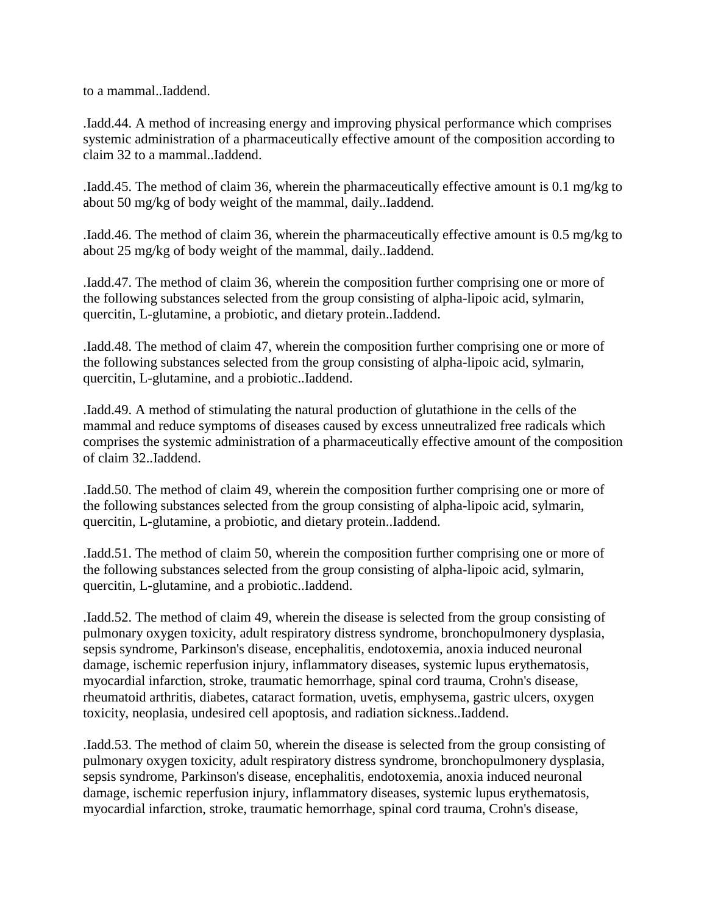to a mammal..Iaddend.

.Iadd.44. A method of increasing energy and improving physical performance which comprises systemic administration of a pharmaceutically effective amount of the composition according to claim 32 to a mammal..Iaddend.

.Iadd.45. The method of claim 36, wherein the pharmaceutically effective amount is 0.1 mg/kg to about 50 mg/kg of body weight of the mammal, daily..Iaddend.

.Iadd.46. The method of claim 36, wherein the pharmaceutically effective amount is 0.5 mg/kg to about 25 mg/kg of body weight of the mammal, daily..Iaddend.

.Iadd.47. The method of claim 36, wherein the composition further comprising one or more of the following substances selected from the group consisting of alpha-lipoic acid, sylmarin, quercitin, L-glutamine, a probiotic, and dietary protein..Iaddend.

.Iadd.48. The method of claim 47, wherein the composition further comprising one or more of the following substances selected from the group consisting of alpha-lipoic acid, sylmarin, quercitin, L-glutamine, and a probiotic..Iaddend.

.Iadd.49. A method of stimulating the natural production of glutathione in the cells of the mammal and reduce symptoms of diseases caused by excess unneutralized free radicals which comprises the systemic administration of a pharmaceutically effective amount of the composition of claim 32..Iaddend.

.Iadd.50. The method of claim 49, wherein the composition further comprising one or more of the following substances selected from the group consisting of alpha-lipoic acid, sylmarin, quercitin, L-glutamine, a probiotic, and dietary protein..Iaddend.

.Iadd.51. The method of claim 50, wherein the composition further comprising one or more of the following substances selected from the group consisting of alpha-lipoic acid, sylmarin, quercitin, L-glutamine, and a probiotic..Iaddend.

.Iadd.52. The method of claim 49, wherein the disease is selected from the group consisting of pulmonary oxygen toxicity, adult respiratory distress syndrome, bronchopulmonery dysplasia, sepsis syndrome, Parkinson's disease, encephalitis, endotoxemia, anoxia induced neuronal damage, ischemic reperfusion injury, inflammatory diseases, systemic lupus erythematosis, myocardial infarction, stroke, traumatic hemorrhage, spinal cord trauma, Crohn's disease, rheumatoid arthritis, diabetes, cataract formation, uvetis, emphysema, gastric ulcers, oxygen toxicity, neoplasia, undesired cell apoptosis, and radiation sickness..Iaddend.

.Iadd.53. The method of claim 50, wherein the disease is selected from the group consisting of pulmonary oxygen toxicity, adult respiratory distress syndrome, bronchopulmonery dysplasia, sepsis syndrome, Parkinson's disease, encephalitis, endotoxemia, anoxia induced neuronal damage, ischemic reperfusion injury, inflammatory diseases, systemic lupus erythematosis, myocardial infarction, stroke, traumatic hemorrhage, spinal cord trauma, Crohn's disease,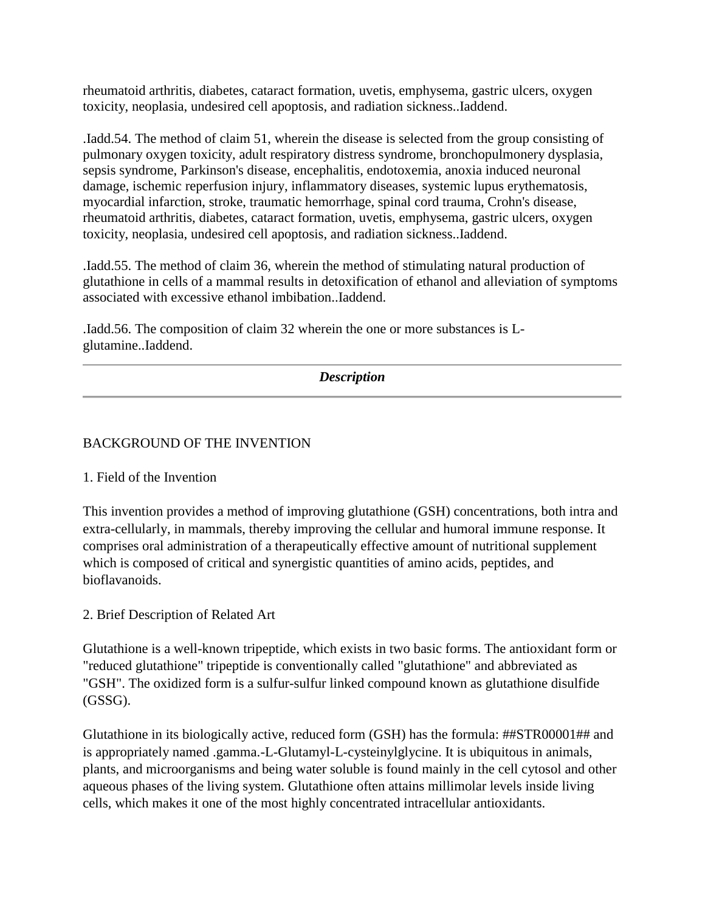rheumatoid arthritis, diabetes, cataract formation, uvetis, emphysema, gastric ulcers, oxygen toxicity, neoplasia, undesired cell apoptosis, and radiation sickness..Iaddend.

.Iadd.54. The method of claim 51, wherein the disease is selected from the group consisting of pulmonary oxygen toxicity, adult respiratory distress syndrome, bronchopulmonery dysplasia, sepsis syndrome, Parkinson's disease, encephalitis, endotoxemia, anoxia induced neuronal damage, ischemic reperfusion injury, inflammatory diseases, systemic lupus erythematosis, myocardial infarction, stroke, traumatic hemorrhage, spinal cord trauma, Crohn's disease, rheumatoid arthritis, diabetes, cataract formation, uvetis, emphysema, gastric ulcers, oxygen toxicity, neoplasia, undesired cell apoptosis, and radiation sickness..Iaddend.

.Iadd.55. The method of claim 36, wherein the method of stimulating natural production of glutathione in cells of a mammal results in detoxification of ethanol and alleviation of symptoms associated with excessive ethanol imbibation..Iaddend.

.Iadd.56. The composition of claim 32 wherein the one or more substances is L-glutamine..Iaddend.

---

***Description***

---

BACKGROUND OF THE INVENTION

1. Field of the Invention

This invention provides a method of improving glutathione (GSH) concentrations, both intra and extra-cellularly, in mammals, thereby improving the cellular and humoral immune response. It comprises oral administration of a therapeutically effective amount of nutritional supplement which is composed of critical and synergistic quantities of amino acids, peptides, and bioflavanoids.

2. Brief Description of Related Art

Glutathione is a well-known tripeptide, which exists in two basic forms. The antioxidant form or "reduced glutathione" tripeptide is conventionally called "glutathione" and abbreviated as "GSH". The oxidized form is a sulfur-sulfur linked compound known as glutathione disulfide (GSSG).

Glutathione in its biologically active, reduced form (GSH) has the formula: ##STR00001## and is appropriately named .gamma.-L-Glutamyl-L-cysteinylglycine. It is ubiquitous in animals, plants, and microorganisms and being water soluble is found mainly in the cell cytosol and other aqueous phases of the living system. Glutathione often attains millimolar levels inside living cells, which makes it one of the most highly concentrated intracellular antioxidants.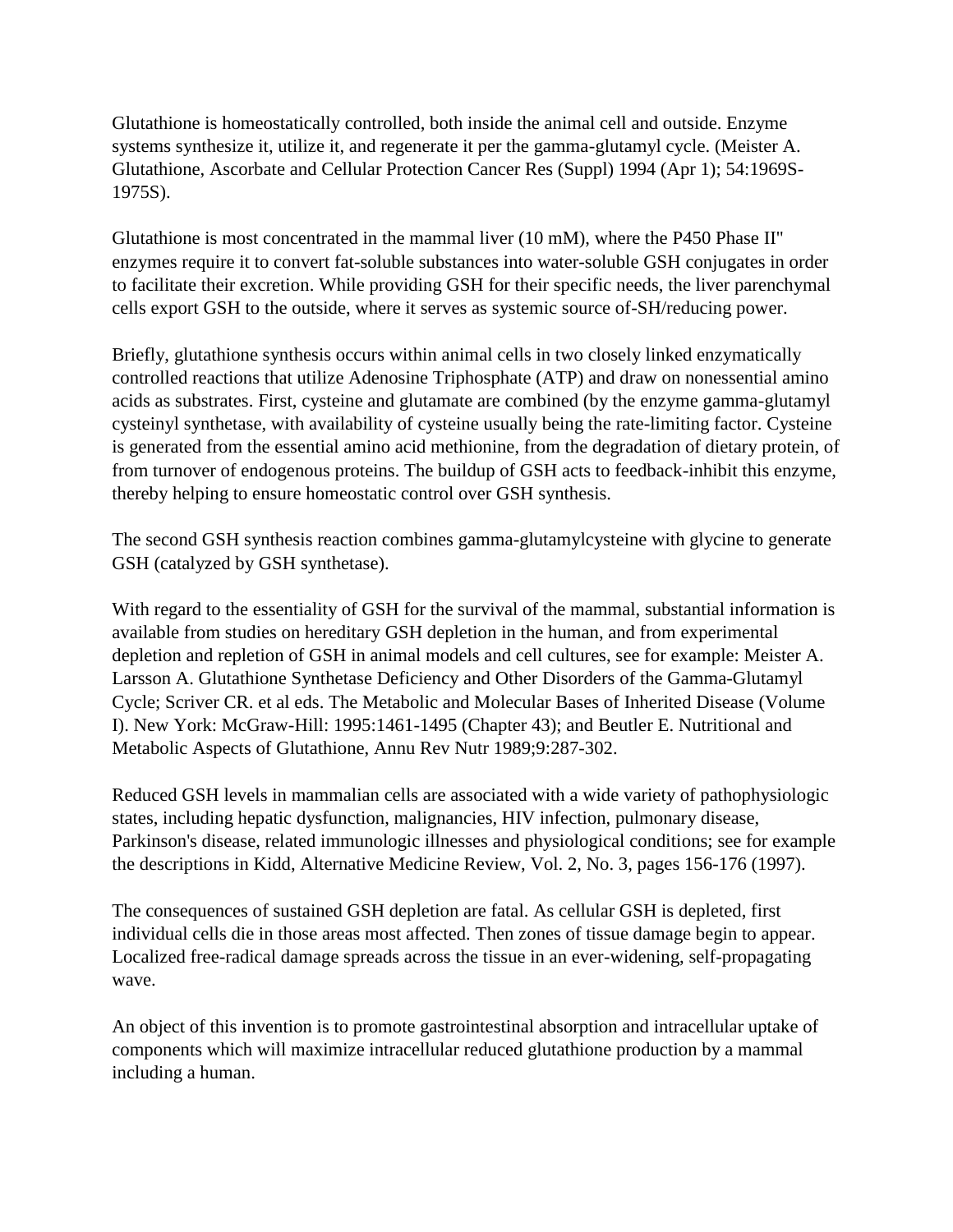Glutathione is homeostatically controlled, both inside the animal cell and outside. Enzyme systems synthesize it, utilize it, and regenerate it per the gamma-glutamyl cycle. (Meister A. Glutathione, Ascorbate and Cellular Protection Cancer Res (Suppl) 1994 (Apr 1); 54:1969S-1975S).

Glutathione is most concentrated in the mammal liver (10 mM), where the P450 Phase II" enzymes require it to convert fat-soluble substances into water-soluble GSH conjugates in order to facilitate their excretion. While providing GSH for their specific needs, the liver parenchymal cells export GSH to the outside, where it serves as systemic source of-SH/reducing power.

Briefly, glutathione synthesis occurs within animal cells in two closely linked enzymatically controlled reactions that utilize Adenosine Triphosphate (ATP) and draw on nonessential amino acids as substrates. First, cysteine and glutamate are combined (by the enzyme gamma-glutamyl cysteinyl synthetase, with availability of cysteine usually being the rate-limiting factor. Cysteine is generated from the essential amino acid methionine, from the degradation of dietary protein, of from turnover of endogenous proteins. The buildup of GSH acts to feedback-inhibit this enzyme, thereby helping to ensure homeostatic control over GSH synthesis.

The second GSH synthesis reaction combines gamma-glutamylcysteine with glycine to generate GSH (catalyzed by GSH synthetase).

With regard to the essentiality of GSH for the survival of the mammal, substantial information is available from studies on hereditary GSH depletion in the human, and from experimental depletion and repletion of GSH in animal models and cell cultures, see for example: Meister A. Larsson A. Glutathione Synthetase Deficiency and Other Disorders of the Gamma-Glutamyl Cycle; Scriver CR. et al eds. The Metabolic and Molecular Bases of Inherited Disease (Volume I). New York: McGraw-Hill: 1995:1461-1495 (Chapter 43); and Beutler E. Nutritional and Metabolic Aspects of Glutathione, Annu Rev Nutr 1989;9:287-302.

Reduced GSH levels in mammalian cells are associated with a wide variety of pathophysiologic states, including hepatic dysfunction, malignancies, HIV infection, pulmonary disease, Parkinson's disease, related immunologic illnesses and physiological conditions; see for example the descriptions in Kidd, Alternative Medicine Review, Vol. 2, No. 3, pages 156-176 (1997).

The consequences of sustained GSH depletion are fatal. As cellular GSH is depleted, first individual cells die in those areas most affected. Then zones of tissue damage begin to appear. Localized free-radical damage spreads across the tissue in an ever-widening, self-propagating wave.

An object of this invention is to promote gastrointestinal absorption and intracellular uptake of components which will maximize intracellular reduced glutathione production by a mammal including a human.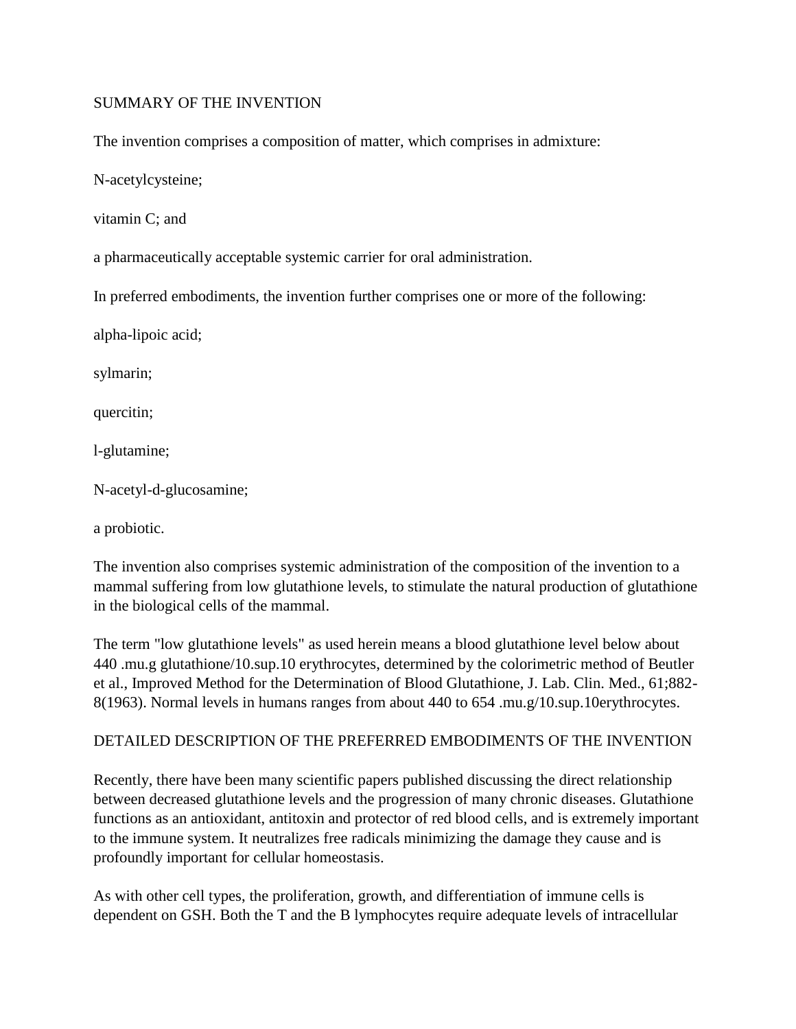## SUMMARY OF THE INVENTION

The invention comprises a composition of matter, which comprises in admixture:

N-acetylcysteine;

vitamin C; and

a pharmaceutically acceptable systemic carrier for oral administration.

In preferred embodiments, the invention further comprises one or more of the following:

alpha-lipoic acid;

sylmarin;

quercitin;

l-glutamine;

N-acetyl-d-glucosamine;

a probiotic.

The invention also comprises systemic administration of the composition of the invention to a mammal suffering from low glutathione levels, to stimulate the natural production of glutathione in the biological cells of the mammal.

The term "low glutathione levels" as used herein means a blood glutathione level below about 440 .mu.g glutathione/10.sup.10 erythrocytes, determined by the colorimetric method of Beutler et al., Improved Method for the Determination of Blood Glutathione, J. Lab. Clin. Med., 61;882-8(1963). Normal levels in humans ranges from about 440 to 654 .mu.g/10.sup.10erythrocytes.

## DETAILED DESCRIPTION OF THE PREFERRED EMBODIMENTS OF THE INVENTION

Recently, there have been many scientific papers published discussing the direct relationship between decreased glutathione levels and the progression of many chronic diseases. Glutathione functions as an antioxidant, antitoxin and protector of red blood cells, and is extremely important to the immune system. It neutralizes free radicals minimizing the damage they cause and is profoundly important for cellular homeostasis.

As with other cell types, the proliferation, growth, and differentiation of immune cells is dependent on GSH. Both the T and the B lymphocytes require adequate levels of intracellular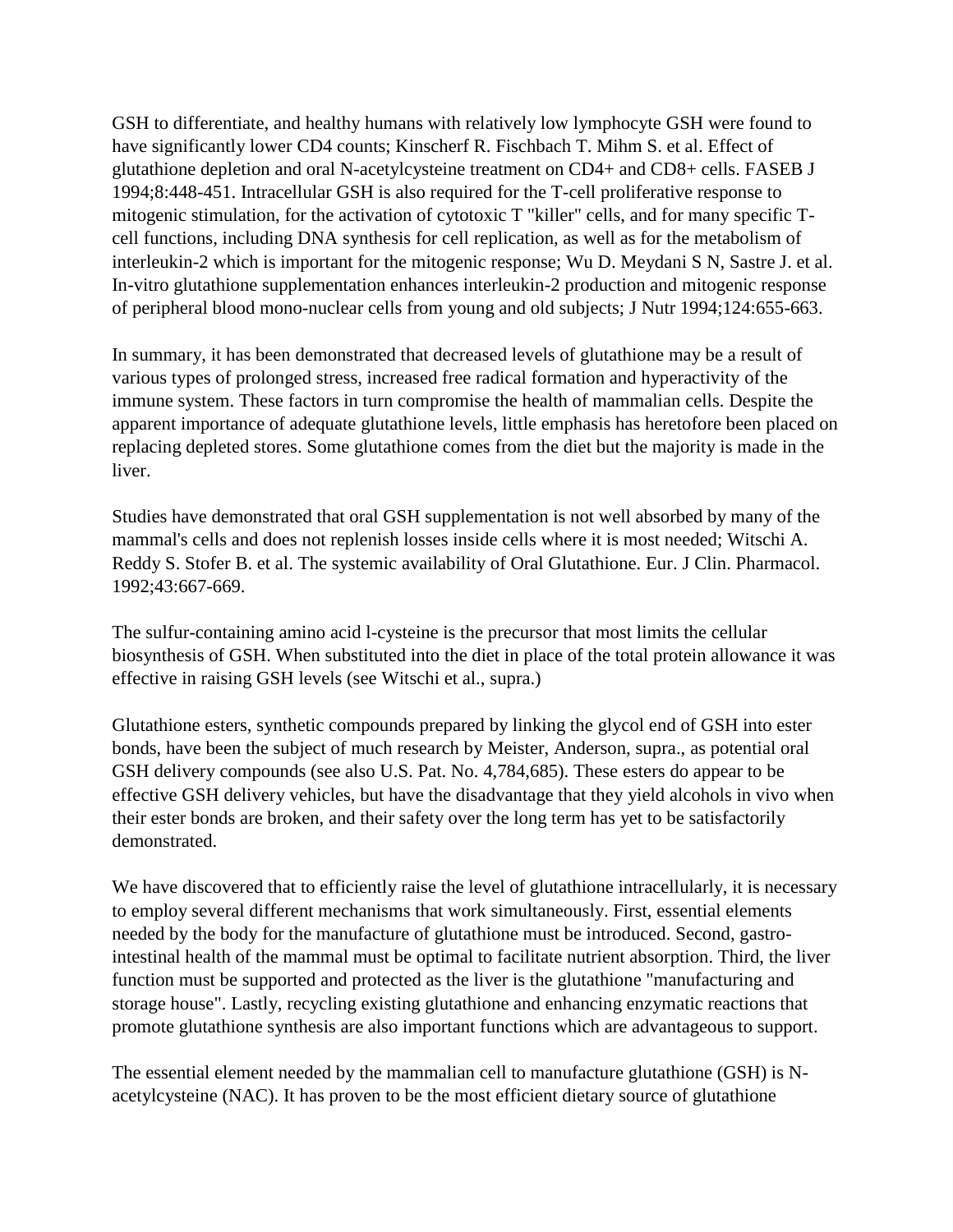GSH to differentiate, and healthy humans with relatively low lymphocyte GSH were found to have significantly lower CD4 counts; Kinscherf R. Fischbach T. Mihm S. et al. Effect of glutathione depletion and oral N-acetylcysteine treatment on CD4+ and CD8+ cells. FASEB J 1994;8:448-451. Intracellular GSH is also required for the T-cell proliferative response to mitogenic stimulation, for the activation of cytotoxic T "killer" cells, and for many specific T-cell functions, including DNA synthesis for cell replication, as well as for the metabolism of interleukin-2 which is important for the mitogenic response; Wu D. Meydani S N, Sastre J. et al. In-vitro glutathione supplementation enhances interleukin-2 production and mitogenic response of peripheral blood mono-nuclear cells from young and old subjects; J Nutr 1994;124:655-663.

In summary, it has been demonstrated that decreased levels of glutathione may be a result of various types of prolonged stress, increased free radical formation and hyperactivity of the immune system. These factors in turn compromise the health of mammalian cells. Despite the apparent importance of adequate glutathione levels, little emphasis has heretofore been placed on replacing depleted stores. Some glutathione comes from the diet but the majority is made in the liver.

Studies have demonstrated that oral GSH supplementation is not well absorbed by many of the mammal's cells and does not replenish losses inside cells where it is most needed; Witschi A. Reddy S. Stofer B. et al. The systemic availability of Oral Glutathione. Eur. J Clin. Pharmacol. 1992;43:667-669.

The sulfur-containing amino acid l-cysteine is the precursor that most limits the cellular biosynthesis of GSH. When substituted into the diet in place of the total protein allowance it was effective in raising GSH levels (see Witschi et al., supra.)

Glutathione esters, synthetic compounds prepared by linking the glycol end of GSH into ester bonds, have been the subject of much research by Meister, Anderson, supra., as potential oral GSH delivery compounds (see also U.S. Pat. No. 4,784,685). These esters do appear to be effective GSH delivery vehicles, but have the disadvantage that they yield alcohols in vivo when their ester bonds are broken, and their safety over the long term has yet to be satisfactorily demonstrated.

We have discovered that to efficiently raise the level of glutathione intracellularly, it is necessary to employ several different mechanisms that work simultaneously. First, essential elements needed by the body for the manufacture of glutathione must be introduced. Second, gastro-intestinal health of the mammal must be optimal to facilitate nutrient absorption. Third, the liver function must be supported and protected as the liver is the glutathione "manufacturing and storage house". Lastly, recycling existing glutathione and enhancing enzymatic reactions that promote glutathione synthesis are also important functions which are advantageous to support.

The essential element needed by the mammalian cell to manufacture glutathione (GSH) is N-acetylcysteine (NAC). It has proven to be the most efficient dietary source of glutathione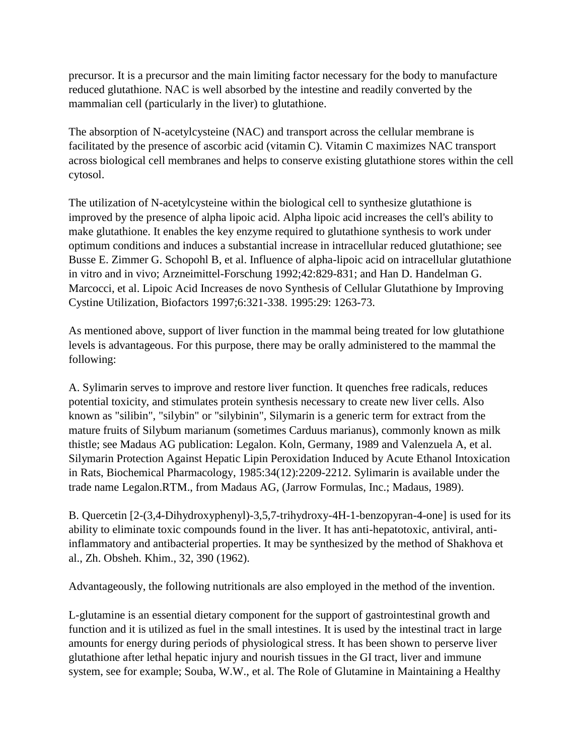precursor. It is a precursor and the main limiting factor necessary for the body to manufacture reduced glutathione. NAC is well absorbed by the intestine and readily converted by the mammalian cell (particularly in the liver) to glutathione.

The absorption of N-acetylcysteine (NAC) and transport across the cellular membrane is facilitated by the presence of ascorbic acid (vitamin C). Vitamin C maximizes NAC transport across biological cell membranes and helps to conserve existing glutathione stores within the cell cytosol.

The utilization of N-acetylcysteine within the biological cell to synthesize glutathione is improved by the presence of alpha lipoic acid. Alpha lipoic acid increases the cell's ability to make glutathione. It enables the key enzyme required to glutathione synthesis to work under optimum conditions and induces a substantial increase in intracellular reduced glutathione; see Busse E. Zimmer G. Schopohl B, et al. Influence of alpha-lipoic acid on intracellular glutathione in vitro and in vivo; Arzneimittel-Forschung 1992;42:829-831; and Han D. Handelman G. Marcocci, et al. Lipoic Acid Increases de novo Synthesis of Cellular Glutathione by Improving Cystine Utilization, Biofactors 1997;6:321-338. 1995:29: 1263-73.

As mentioned above, support of liver function in the mammal being treated for low glutathione levels is advantageous. For this purpose, there may be orally administered to the mammal the following:

A. Sylimarin serves to improve and restore liver function. It quenches free radicals, reduces potential toxicity, and stimulates protein synthesis necessary to create new liver cells. Also known as "silibin", "silybin" or "silybinin", Silymarin is a generic term for extract from the mature fruits of Silybum marianum (sometimes Carduus marianus), commonly known as milk thistle; see Madaus AG publication: Legalon. Koln, Germany, 1989 and Valenzuela A, et al. Silymarin Protection Against Hepatic Lipin Peroxidation Induced by Acute Ethanol Intoxication in Rats, Biochemical Pharmacology, 1985:34(12):2209-2212. Sylimarin is available under the trade name Legalon.RTM., from Madaus AG, (Jarrow Formulas, Inc.; Madaus, 1989).

B. Quercetin [2-(3,4-Dihydroxyphenyl)-3,5,7-trihydroxy-4H-1-benzopyran-4-one] is used for its ability to eliminate toxic compounds found in the liver. It has anti-hepatotoxic, antiviral, anti-inflammatory and antibacterial properties. It may be synthesized by the method of Shakhova et al., Zh. Obsheh. Khim., 32, 390 (1962).

Advantageously, the following nutritionals are also employed in the method of the invention.

L-glutamine is an essential dietary component for the support of gastrointestinal growth and function and it is utilized as fuel in the small intestines. It is used by the intestinal tract in large amounts for energy during periods of physiological stress. It has been shown to perserve liver glutathione after lethal hepatic injury and nourish tissues in the GI tract, liver and immune system, see for example; Souba, W.W., et al. The Role of Glutamine in Maintaining a Healthy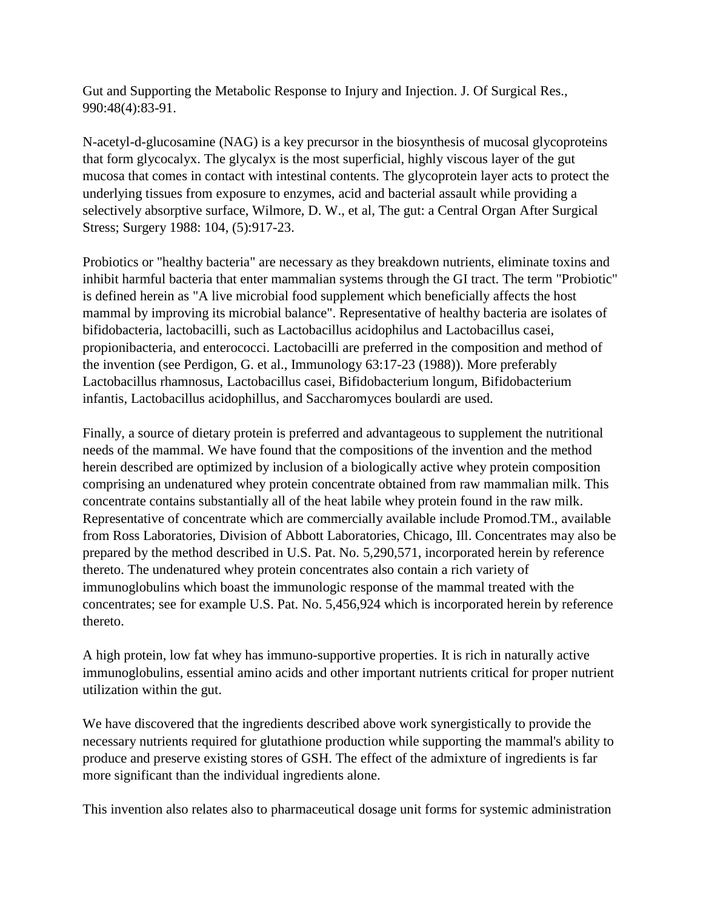Gut and Supporting the Metabolic Response to Injury and Injection. J. Of Surgical Res., 990:48(4):83-91.

N-acetyl-d-glucosamine (NAG) is a key precursor in the biosynthesis of mucosal glycoproteins that form glycocalyx. The glycalyx is the most superficial, highly viscous layer of the gut mucosa that comes in contact with intestinal contents. The glycoprotein layer acts to protect the underlying tissues from exposure to enzymes, acid and bacterial assault while providing a selectively absorptive surface, Wilmore, D. W., et al, The gut: a Central Organ After Surgical Stress; Surgery 1988: 104, (5):917-23.

Probiotics or "healthy bacteria" are necessary as they breakdown nutrients, eliminate toxins and inhibit harmful bacteria that enter mammalian systems through the GI tract. The term "Probiotic" is defined herein as "A live microbial food supplement which beneficially affects the host mammal by improving its microbial balance". Representative of healthy bacteria are isolates of bifidobacteria, lactobacilli, such as Lactobacillus acidophilus and Lactobacillus casei, propionibacteria, and enterococci. Lactobacilli are preferred in the composition and method of the invention (see Perdigon, G. et al., Immunology 63:17-23 (1988)). More preferably Lactobacillus rhamnosus, Lactobacillus casei, Bifidobacterium longum, Bifidobacterium infantis, Lactobacillus acidophillus, and Saccharomyces boulardi are used.

Finally, a source of dietary protein is preferred and advantageous to supplement the nutritional needs of the mammal. We have found that the compositions of the invention and the method herein described are optimized by inclusion of a biologically active whey protein composition comprising an undenatured whey protein concentrate obtained from raw mammalian milk. This concentrate contains substantially all of the heat labile whey protein found in the raw milk. Representative of concentrate which are commercially available include Promod.TM., available from Ross Laboratories, Division of Abbott Laboratories, Chicago, Ill. Concentrates may also be prepared by the method described in U.S. Pat. No. 5,290,571, incorporated herein by reference thereto. The undenatured whey protein concentrates also contain a rich variety of immunoglobulins which boast the immunologic response of the mammal treated with the concentrates; see for example U.S. Pat. No. 5,456,924 which is incorporated herein by reference thereto.

A high protein, low fat whey has immuno-supportive properties. It is rich in naturally active immunoglobulins, essential amino acids and other important nutrients critical for proper nutrient utilization within the gut.

We have discovered that the ingredients described above work synergistically to provide the necessary nutrients required for glutathione production while supporting the mammal's ability to produce and preserve existing stores of GSH. The effect of the admixture of ingredients is far more significant than the individual ingredients alone.

This invention also relates also to pharmaceutical dosage unit forms for systemic administration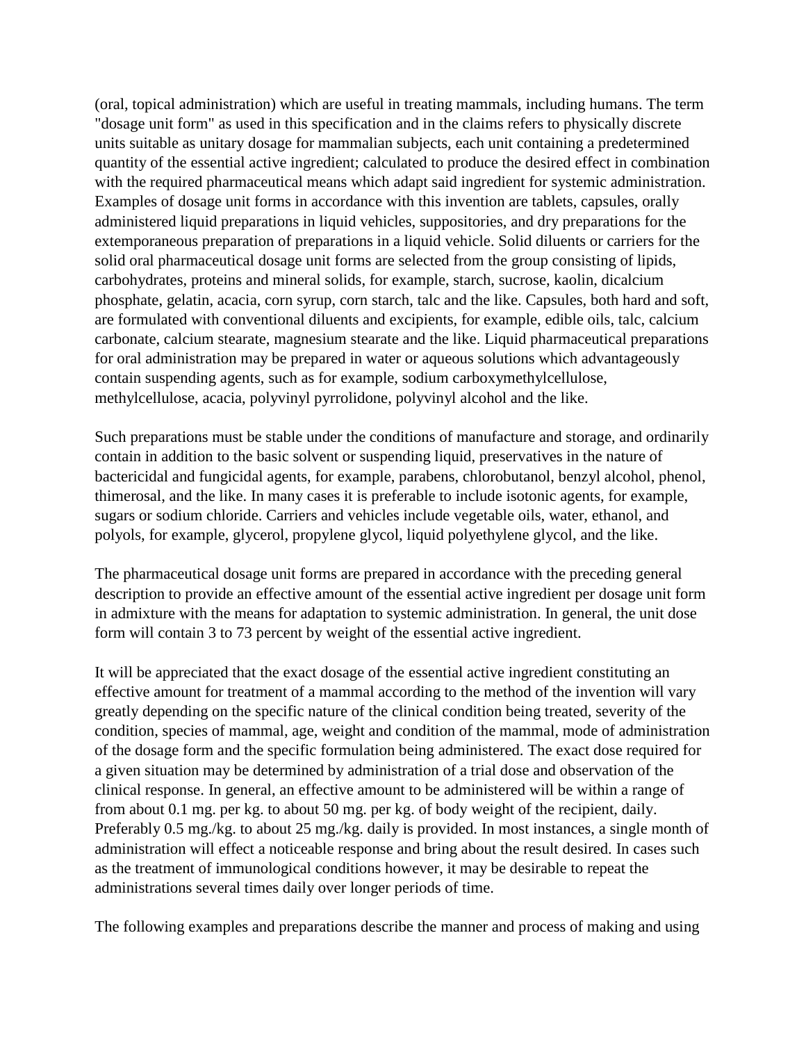(oral, topical administration) which are useful in treating mammals, including humans. The term "dosage unit form" as used in this specification and in the claims refers to physically discrete units suitable as unitary dosage for mammalian subjects, each unit containing a predetermined quantity of the essential active ingredient; calculated to produce the desired effect in combination with the required pharmaceutical means which adapt said ingredient for systemic administration. Examples of dosage unit forms in accordance with this invention are tablets, capsules, orally administered liquid preparations in liquid vehicles, suppositories, and dry preparations for the extemporaneous preparation of preparations in a liquid vehicle. Solid diluents or carriers for the solid oral pharmaceutical dosage unit forms are selected from the group consisting of lipids, carbohydrates, proteins and mineral solids, for example, starch, sucrose, kaolin, dicalcium phosphate, gelatin, acacia, corn syrup, corn starch, talc and the like. Capsules, both hard and soft, are formulated with conventional diluents and excipients, for example, edible oils, talc, calcium carbonate, calcium stearate, magnesium stearate and the like. Liquid pharmaceutical preparations for oral administration may be prepared in water or aqueous solutions which advantageously contain suspending agents, such as for example, sodium carboxymethylcellulose, methylcellulose, acacia, polyvinyl pyrrolidone, polyvinyl alcohol and the like.

Such preparations must be stable under the conditions of manufacture and storage, and ordinarily contain in addition to the basic solvent or suspending liquid, preservatives in the nature of bactericidal and fungicidal agents, for example, parabens, chlorobutanol, benzyl alcohol, phenol, thimerosal, and the like. In many cases it is preferable to include isotonic agents, for example, sugars or sodium chloride. Carriers and vehicles include vegetable oils, water, ethanol, and polyols, for example, glycerol, propylene glycol, liquid polyethylene glycol, and the like.

The pharmaceutical dosage unit forms are prepared in accordance with the preceding general description to provide an effective amount of the essential active ingredient per dosage unit form in admixture with the means for adaptation to systemic administration. In general, the unit dose form will contain 3 to 73 percent by weight of the essential active ingredient.

It will be appreciated that the exact dosage of the essential active ingredient constituting an effective amount for treatment of a mammal according to the method of the invention will vary greatly depending on the specific nature of the clinical condition being treated, severity of the condition, species of mammal, age, weight and condition of the mammal, mode of administration of the dosage form and the specific formulation being administered. The exact dose required for a given situation may be determined by administration of a trial dose and observation of the clinical response. In general, an effective amount to be administered will be within a range of from about 0.1 mg. per kg. to about 50 mg. per kg. of body weight of the recipient, daily. Preferably 0.5 mg./kg. to about 25 mg./kg. daily is provided. In most instances, a single month of administration will effect a noticeable response and bring about the result desired. In cases such as the treatment of immunological conditions however, it may be desirable to repeat the administrations several times daily over longer periods of time.

The following examples and preparations describe the manner and process of making and using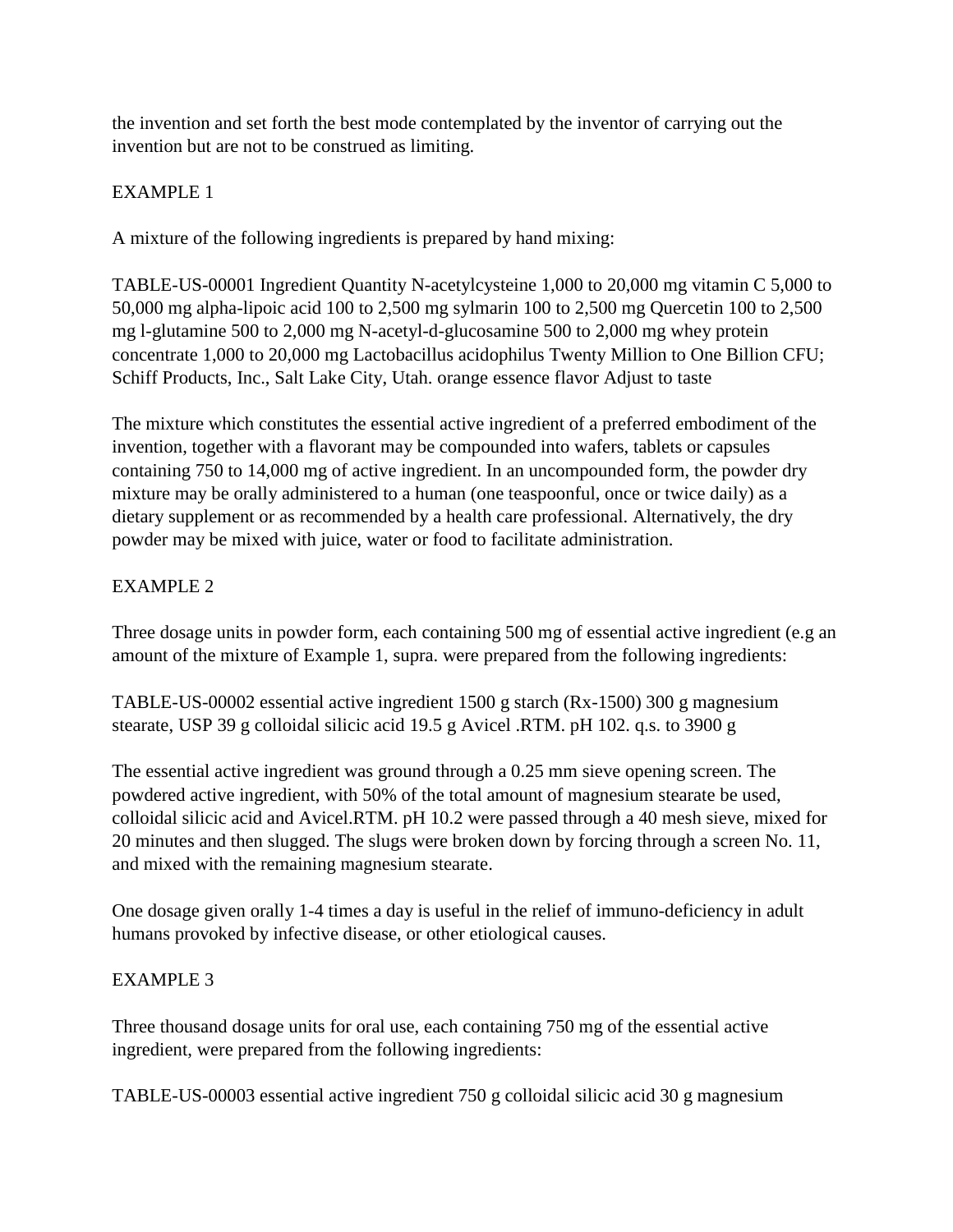the invention and set forth the best mode contemplated by the inventor of carrying out the invention but are not to be construed as limiting.

EXAMPLE 1

A mixture of the following ingredients is prepared by hand mixing:

TABLE-US-00001 Ingredient Quantity N-acetylcysteine 1,000 to 20,000 mg vitamin C 5,000 to 50,000 mg alpha-lipoic acid 100 to 2,500 mg sylmarin 100 to 2,500 mg Quercetin 100 to 2,500 mg l-glutamine 500 to 2,000 mg N-acetyl-d-glucosamine 500 to 2,000 mg whey protein concentrate 1,000 to 20,000 mg Lactobacillus acidophilus Twenty Million to One Billion CFU; Schiff Products, Inc., Salt Lake City, Utah. orange essence flavor Adjust to taste

The mixture which constitutes the essential active ingredient of a preferred embodiment of the invention, together with a flavorant may be compounded into wafers, tablets or capsules containing 750 to 14,000 mg of active ingredient. In an uncompounded form, the powder dry mixture may be orally administered to a human (one teaspoonful, once or twice daily) as a dietary supplement or as recommended by a health care professional. Alternatively, the dry powder may be mixed with juice, water or food to facilitate administration.

EXAMPLE 2

Three dosage units in powder form, each containing 500 mg of essential active ingredient (e.g an amount of the mixture of Example 1, supra. were prepared from the following ingredients:

TABLE-US-00002 essential active ingredient 1500 g starch (Rx-1500) 300 g magnesium stearate, USP 39 g colloidal silicic acid 19.5 g Avicel .RTM. pH 102. q.s. to 3900 g

The essential active ingredient was ground through a 0.25 mm sieve opening screen. The powdered active ingredient, with 50% of the total amount of magnesium stearate be used, colloidal silicic acid and Avicel.RTM. pH 10.2 were passed through a 40 mesh sieve, mixed for 20 minutes and then slugged. The slugs were broken down by forcing through a screen No. 11, and mixed with the remaining magnesium stearate.

One dosage given orally 1-4 times a day is useful in the relief of immuno-deficiency in adult humans provoked by infective disease, or other etiological causes.

EXAMPLE 3

Three thousand dosage units for oral use, each containing 750 mg of the essential active ingredient, were prepared from the following ingredients:

TABLE-US-00003 essential active ingredient 750 g colloidal silicic acid 30 g magnesium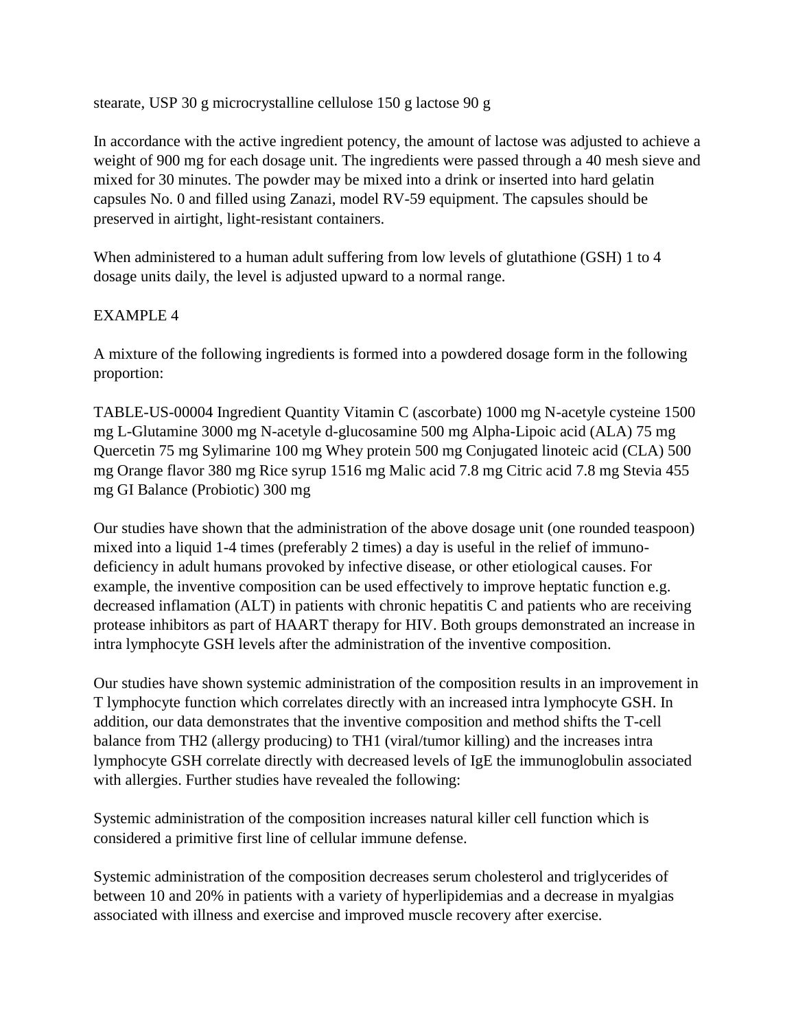stearate, USP 30 g microcrystalline cellulose 150 g lactose 90 g

In accordance with the active ingredient potency, the amount of lactose was adjusted to achieve a weight of 900 mg for each dosage unit. The ingredients were passed through a 40 mesh sieve and mixed for 30 minutes. The powder may be mixed into a drink or inserted into hard gelatin capsules No. 0 and filled using Zanazi, model RV-59 equipment. The capsules should be preserved in airtight, light-resistant containers.

When administered to a human adult suffering from low levels of glutathione (GSH) 1 to 4 dosage units daily, the level is adjusted upward to a normal range.

EXAMPLE 4

A mixture of the following ingredients is formed into a powdered dosage form in the following proportion:

TABLE-US-00004 Ingredient Quantity Vitamin C (ascorbate) 1000 mg N-acetyle cysteine 1500 mg L-Glutamine 3000 mg N-acetyle d-glucosamine 500 mg Alpha-Lipoic acid (ALA) 75 mg Quercetin 75 mg Sylimarine 100 mg Whey protein 500 mg Conjugated linoteic acid (CLA) 500 mg Orange flavor 380 mg Rice syrup 1516 mg Malic acid 7.8 mg Citric acid 7.8 mg Stevia 455 mg GI Balance (Probiotic) 300 mg

Our studies have shown that the administration of the above dosage unit (one rounded teaspoon) mixed into a liquid 1-4 times (preferably 2 times) a day is useful in the relief of immuno-deficiency in adult humans provoked by infective disease, or other etiological causes. For example, the inventive composition can be used effectively to improve heptatic function e.g. decreased inflamation (ALT) in patients with chronic hepatitis C and patients who are receiving protease inhibitors as part of HAART therapy for HIV. Both groups demonstrated an increase in intra lymphocyte GSH levels after the administration of the inventive composition.

Our studies have shown systemic administration of the composition results in an improvement in T lymphocyte function which correlates directly with an increased intra lymphocyte GSH. In addition, our data demonstrates that the inventive composition and method shifts the T-cell balance from TH2 (allergy producing) to TH1 (viral/tumor killing) and the increases intra lymphocyte GSH correlate directly with decreased levels of IgE the immunoglobulin associated with allergies. Further studies have revealed the following:

Systemic administration of the composition increases natural killer cell function which is considered a primitive first line of cellular immune defense.

Systemic administration of the composition decreases serum cholesterol and triglycerides of between 10 and 20% in patients with a variety of hyperlipidemias and a decrease in myalgias associated with illness and exercise and improved muscle recovery after exercise.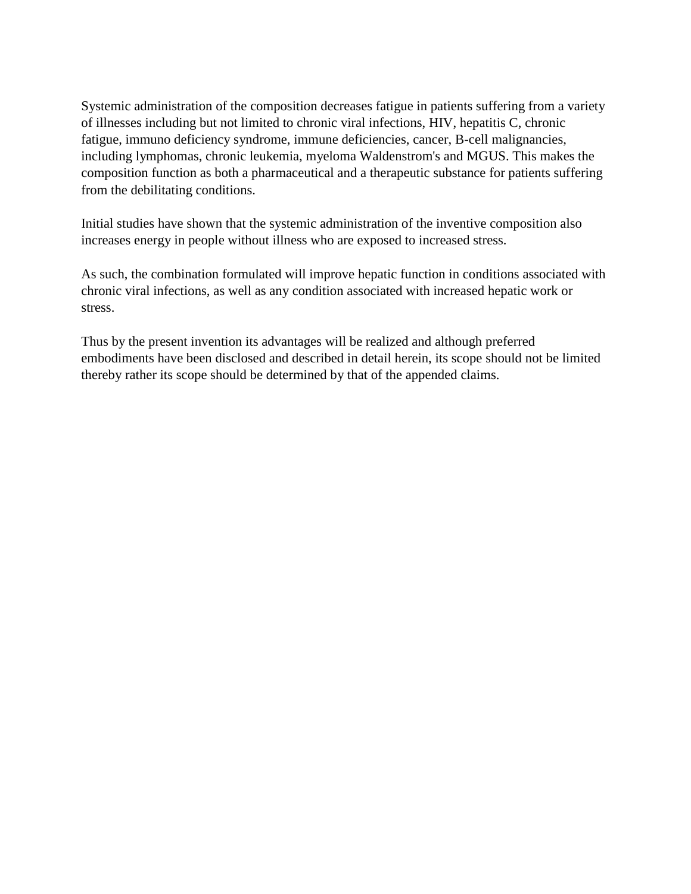Systemic administration of the composition decreases fatigue in patients suffering from a variety of illnesses including but not limited to chronic viral infections, HIV, hepatitis C, chronic fatigue, immuno deficiency syndrome, immune deficiencies, cancer, B-cell malignancies, including lymphomas, chronic leukemia, myeloma Waldenstrom's and MGUS. This makes the composition function as both a pharmaceutical and a therapeutic substance for patients suffering from the debilitating conditions.

Initial studies have shown that the systemic administration of the inventive composition also increases energy in people without illness who are exposed to increased stress.

As such, the combination formulated will improve hepatic function in conditions associated with chronic viral infections, as well as any condition associated with increased hepatic work or stress.

Thus by the present invention its advantages will be realized and although preferred embodiments have been disclosed and described in detail herein, its scope should not be limited thereby rather its scope should be determined by that of the appended claims.